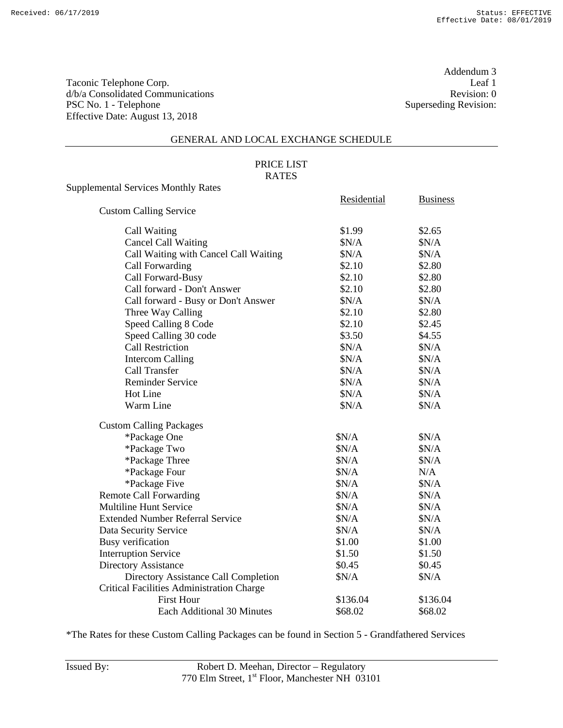Taconic Telephone Corp.
d/b/a Consolidated Communications
PSC No. 1 - Telephone
Effective Date: August 13, 2018

Addendum 3
Leaf 1
Revision: 0
Superseding Revision:

## GENERAL AND LOCAL EXCHANGE SCHEDULE

### PRICE LIST
### RATES

Supplemental Services Monthly Rates

| | Residential | Business |
|---|---|---|
| **Custom Calling Service** | | |
| Call Waiting | $1.99 | $2.65 |
| Cancel Call Waiting | $N/A | $N/A |
| Call Waiting with Cancel Call Waiting | $N/A | $N/A |
| Call Forwarding | $2.10 | $2.80 |
| Call Forward-Busy | $2.10 | $2.80 |
| Call forward - Don't Answer | $2.10 | $2.80 |
| Call forward - Busy or Don't Answer | $N/A | $N/A |
| Three Way Calling | $2.10 | $2.80 |
| Speed Calling 8 Code | $2.10 | $2.45 |
| Speed Calling 30 code | $3.50 | $4.55 |
| Call Restriction | $N/A | $N/A |
| Intercom Calling | $N/A | $N/A |
| Call Transfer | $N/A | $N/A |
| Reminder Service | $N/A | $N/A |
| Hot Line | $N/A | $N/A |
| Warm Line | $N/A | $N/A |
| **Custom Calling Packages** | | |
| *Package One | $N/A | $N/A |
| *Package Two | $N/A | $N/A |
| *Package Three | $N/A | $N/A |
| *Package Four | $N/A | N/A |
| *Package Five | $N/A | $N/A |
| Remote Call Forwarding | $N/A | $N/A |
| Multiline Hunt Service | $N/A | $N/A |
| Extended Number Referral Service | $N/A | $N/A |
| Data Security Service | $N/A | $N/A |
| Busy verification | $1.00 | $1.00 |
| Interruption Service | $1.50 | $1.50 |
| Directory Assistance | $0.45 | $0.45 |
| Directory Assistance Call Completion | $N/A | $N/A |
| Critical Facilities Administration Charge | | |
| First Hour | $136.04 | $136.04 |
| Each Additional 30 Minutes | $68.02 | $68.02 |

*The Rates for these Custom Calling Packages can be found in Section 5 - Grandfathered Services

Issued By: Robert D. Meehan, Director – Regulatory
770 Elm Street, 1st Floor, Manchester NH 03101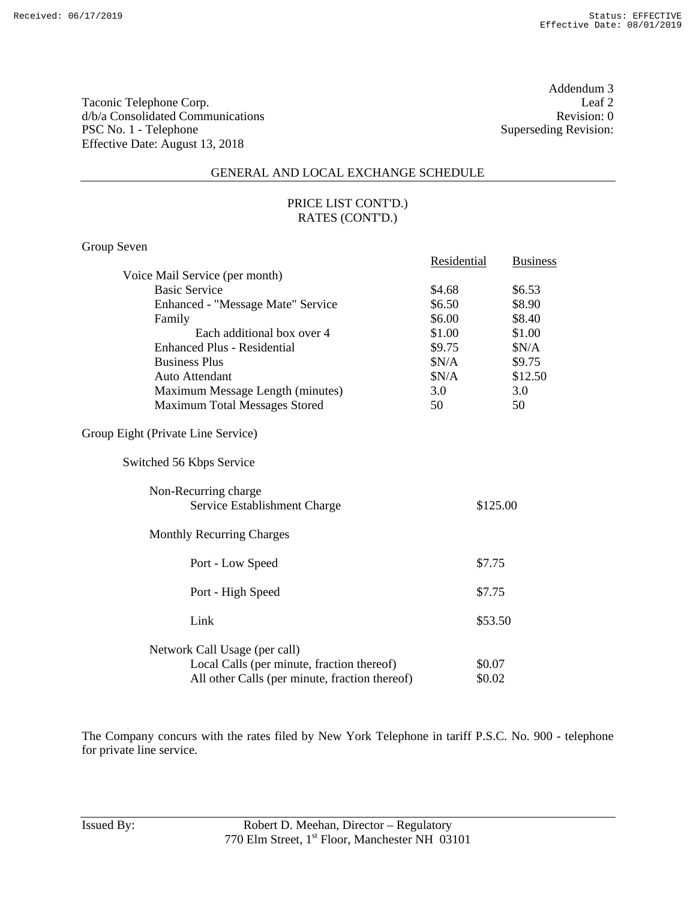Taconic Telephone Corp.
d/b/a Consolidated Communications
PSC No. 1 - Telephone
Effective Date: August 13, 2018

Addendum 3
Leaf 2
Revision: 0
Superseding Revision:

## GENERAL AND LOCAL EXCHANGE SCHEDULE

### PRICE LIST CONT'D.)
### RATES (CONT'D.)

Group Seven

| | Residential | Business |
|---|---|---|
| Voice Mail Service (per month) | | |
| Basic Service | $4.68 | $6.53 |
| Enhanced - "Message Mate" Service | $6.50 | $8.90 |
| Family | $6.00 | $8.40 |
| Each additional box over 4 | $1.00 | $1.00 |
| Enhanced Plus - Residential | $9.75 | $N/A |
| Business Plus | $N/A | $9.75 |
| Auto Attendant | $N/A | $12.50 |
| Maximum Message Length (minutes) | 3.0 | 3.0 |
| Maximum Total Messages Stored | 50 | 50 |

Group Eight (Private Line Service)

Switched 56 Kbps Service

| | |
|---|---|
| Non-Recurring charge | |
| Service Establishment Charge | $125.00 |
| Monthly Recurring Charges | |
| Port - Low Speed | $7.75 |
| Port - High Speed | $7.75 |
| Link | $53.50 |
| Network Call Usage (per call) | |
| Local Calls (per minute, fraction thereof) | $0.07 |
| All other Calls (per minute, fraction thereof) | $0.02 |

The Company concurs with the rates filed by New York Telephone in tariff P.S.C. No. 900 - telephone for private line service.

Issued By: Robert D. Meehan, Director – Regulatory
770 Elm Street, 1st Floor, Manchester NH 03101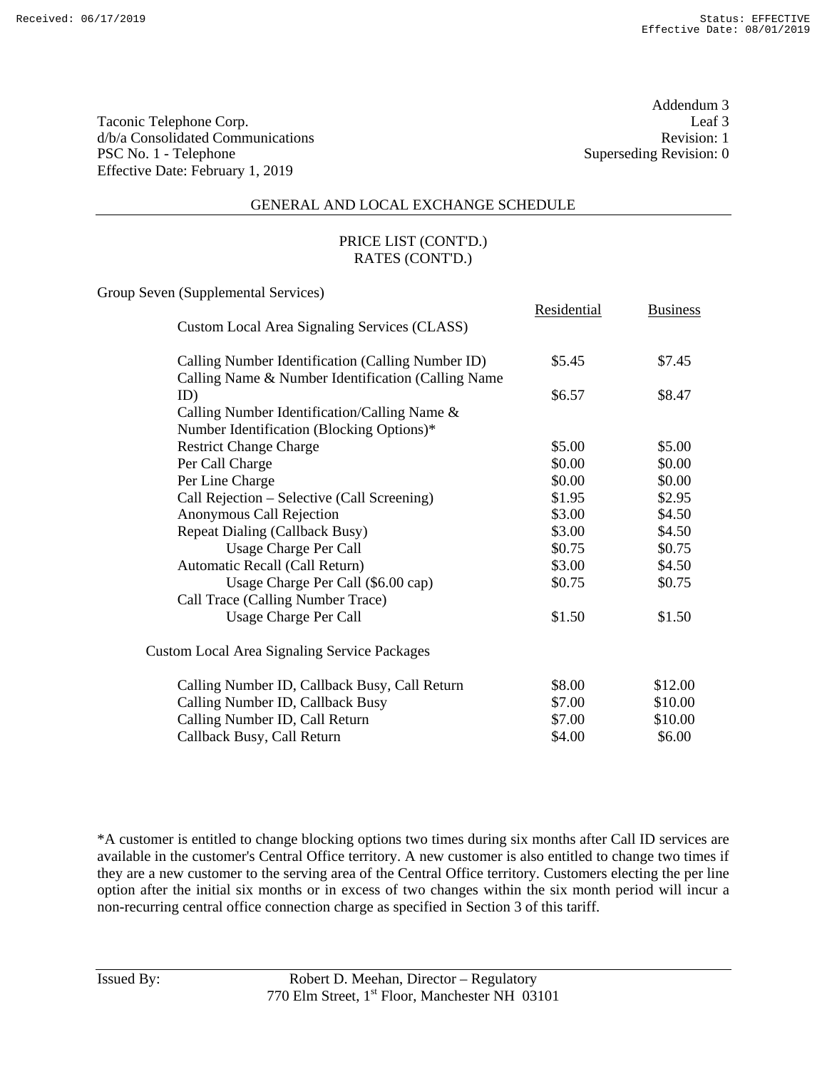Taconic Telephone Corp.
d/b/a Consolidated Communications
PSC No. 1 - Telephone
Effective Date: February 1, 2019

Addendum 3
Leaf 3
Revision: 1
Superseding Revision: 0

## GENERAL AND LOCAL EXCHANGE SCHEDULE

### PRICE LIST (CONT'D.)
### RATES (CONT'D.)

Group Seven (Supplemental Services)

| | Residential | Business |
|---|---|---|
| **Custom Local Area Signaling Services (CLASS)** | | |
| Calling Number Identification (Calling Number ID) | \$5.45 | \$7.45 |
| Calling Name & Number Identification (Calling Name ID) | \$6.57 | \$8.47 |
| Calling Number Identification/Calling Name & Number Identification (Blocking Options)* | | |
| Restrict Change Charge | \$5.00 | \$5.00 |
| Per Call Charge | \$0.00 | \$0.00 |
| Per Line Charge | \$0.00 | \$0.00 |
| Call Rejection – Selective (Call Screening) | \$1.95 | \$2.95 |
| Anonymous Call Rejection | \$3.00 | \$4.50 |
| Repeat Dialing (Callback Busy) | \$3.00 | \$4.50 |
| Usage Charge Per Call | \$0.75 | \$0.75 |
| Automatic Recall (Call Return) | \$3.00 | \$4.50 |
| Usage Charge Per Call (\$6.00 cap) | \$0.75 | \$0.75 |
| Call Trace (Calling Number Trace) | | |
| Usage Charge Per Call | \$1.50 | \$1.50 |
| **Custom Local Area Signaling Service Packages** | | |
| Calling Number ID, Callback Busy, Call Return | \$8.00 | \$12.00 |
| Calling Number ID, Callback Busy | \$7.00 | \$10.00 |
| Calling Number ID, Call Return | \$7.00 | \$10.00 |
| Callback Busy, Call Return | \$4.00 | \$6.00 |

*A customer is entitled to change blocking options two times during six months after Call ID services are available in the customer's Central Office territory. A new customer is also entitled to change two times if they are a new customer to the serving area of the Central Office territory. Customers electing the per line option after the initial six months or in excess of two changes within the six month period will incur a non-recurring central office connection charge as specified in Section 3 of this tariff.

Issued By: Robert D. Meehan, Director – Regulatory
770 Elm Street, 1st Floor, Manchester NH 03101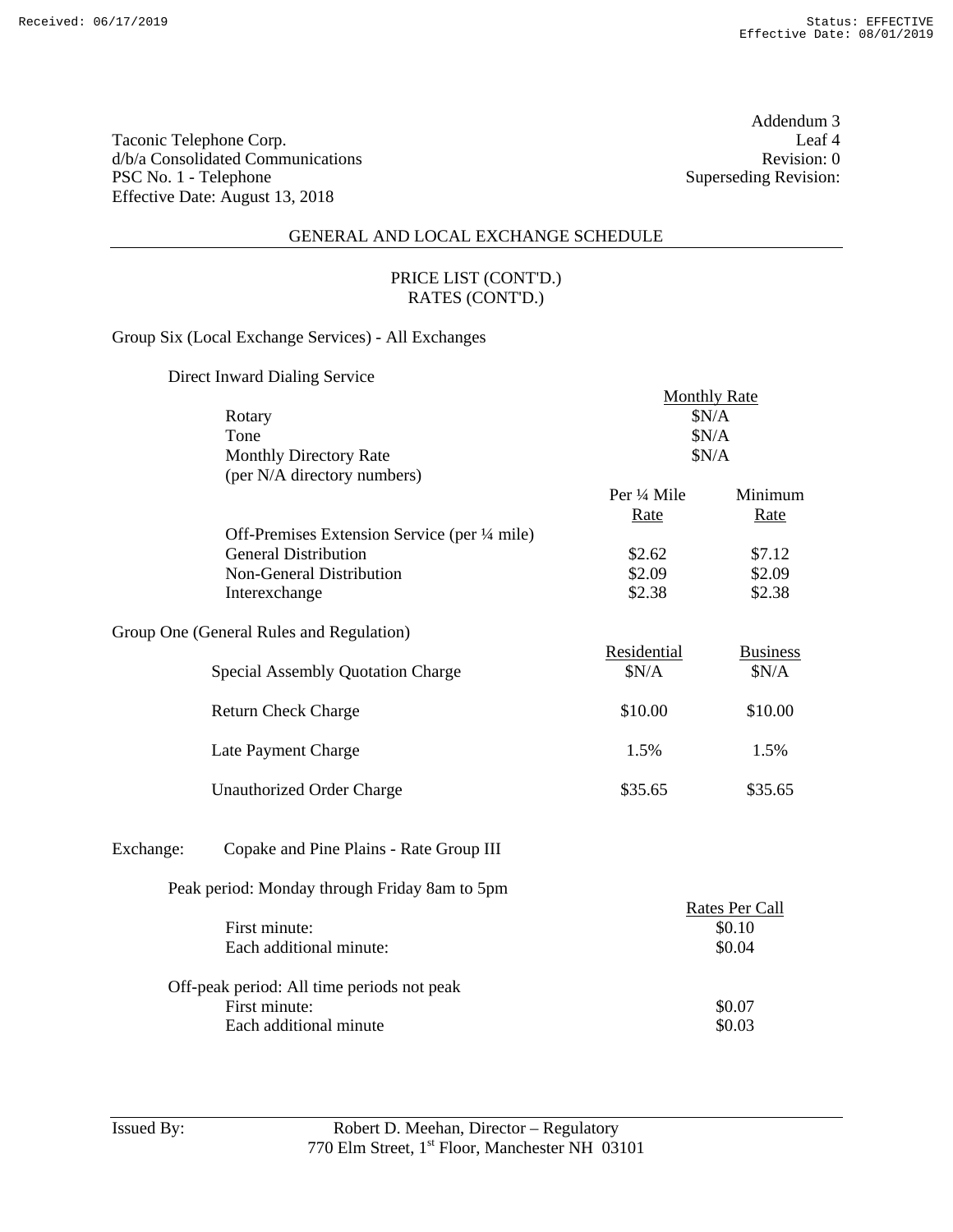Taconic Telephone Corp.
d/b/a Consolidated Communications
PSC No. 1 - Telephone
Effective Date: August 13, 2018

Addendum 3
Leaf 4
Revision: 0
Superseding Revision:

## GENERAL AND LOCAL EXCHANGE SCHEDULE

### PRICE LIST (CONT'D.)
### RATES (CONT'D.)

Group Six (Local Exchange Services) - All Exchanges

Direct Inward Dialing Service

| | Monthly Rate |
|---|---|
| Rotary | $N/A |
| Tone | $N/A |
| Monthly Directory Rate (per N/A directory numbers) | $N/A |

| | Per ¼ Mile Rate | Minimum Rate |
|---|---|---|
| Off-Premises Extension Service (per ¼ mile) | | |
| General Distribution | $2.62 | $7.12 |
| Non-General Distribution | $2.09 | $2.09 |
| Interexchange | $2.38 | $2.38 |

Group One (General Rules and Regulation)

| | Residential | Business |
|---|---|---|
| Special Assembly Quotation Charge | $N/A | $N/A |
| Return Check Charge | $10.00 | $10.00 |
| Late Payment Charge | 1.5% | 1.5% |
| Unauthorized Order Charge | $35.65 | $35.65 |

Exchange: Copake and Pine Plains - Rate Group III

| | Rates Per Call |
|---|---|
| Peak period: Monday through Friday 8am to 5pm | |
| First minute: | $0.10 |
| Each additional minute: | $0.04 |
| Off-peak period: All time periods not peak | |
| First minute: | $0.07 |
| Each additional minute | $0.03 |

Issued By: Robert D. Meehan, Director – Regulatory
770 Elm Street, 1st Floor, Manchester NH 03101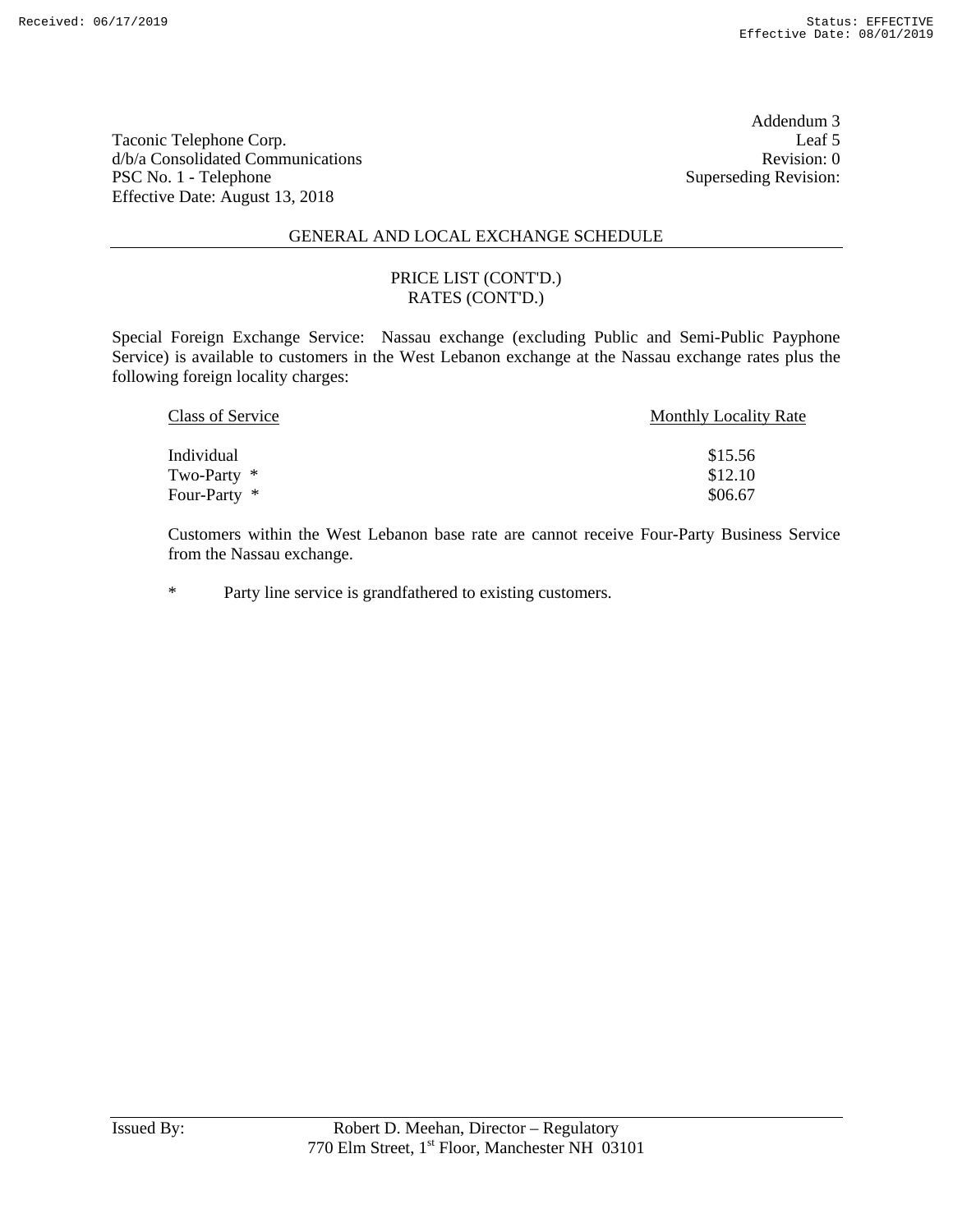Taconic Telephone Corp.
d/b/a Consolidated Communications
PSC No. 1 - Telephone
Effective Date: August 13, 2018

Addendum 3
Leaf 5
Revision: 0
Superseding Revision:

## GENERAL AND LOCAL EXCHANGE SCHEDULE

### PRICE LIST (CONT'D.)
### RATES (CONT'D.)

Special Foreign Exchange Service: Nassau exchange (excluding Public and Semi-Public Payphone Service) is available to customers in the West Lebanon exchange at the Nassau exchange rates plus the following foreign locality charges:

| Class of Service | Monthly Locality Rate |
| --- | --- |
| Individual | $15.56 |
| Two-Party * | $12.10 |
| Four-Party * | $06.67 |

Customers within the West Lebanon base rate are cannot receive Four-Party Business Service from the Nassau exchange.

\* Party line service is grandfathered to existing customers.

Issued By: Robert D. Meehan, Director – Regulatory
770 Elm Street, 1st Floor, Manchester NH 03101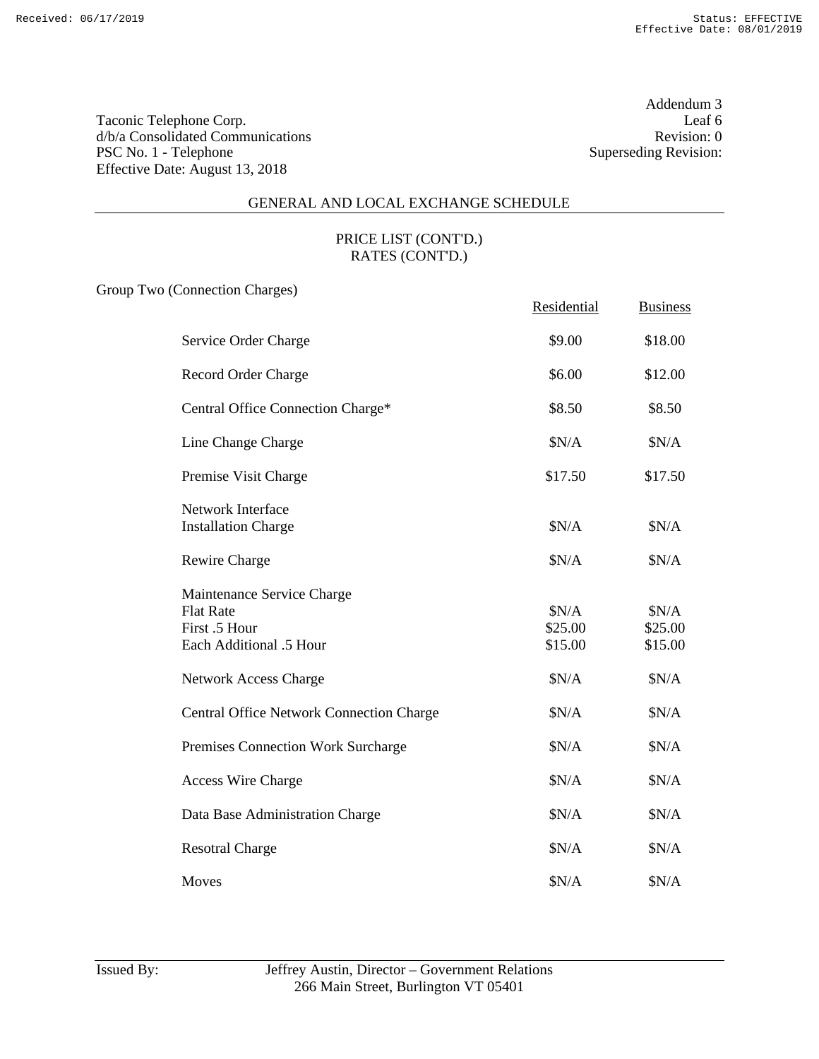Taconic Telephone Corp.
d/b/a Consolidated Communications
PSC No. 1 - Telephone
Effective Date: August 13, 2018

Addendum 3
Leaf 6
Revision: 0
Superseding Revision:

## GENERAL AND LOCAL EXCHANGE SCHEDULE

### PRICE LIST (CONT'D.)
### RATES (CONT'D.)

Group Two (Connection Charges)

| | Residential | Business |
|---|---|---|
| Service Order Charge | $9.00 | $18.00 |
| Record Order Charge | $6.00 | $12.00 |
| Central Office Connection Charge* | $8.50 | $8.50 |
| Line Change Charge | $N/A | $N/A |
| Premise Visit Charge | $17.50 | $17.50 |
| Network Interface Installation Charge | $N/A | $N/A |
| Rewire Charge | $N/A | $N/A |
| Maintenance Service Charge | | |
| Flat Rate | $N/A | $N/A |
| First .5 Hour | $25.00 | $25.00 |
| Each Additional .5 Hour | $15.00 | $15.00 |
| Network Access Charge | $N/A | $N/A |
| Central Office Network Connection Charge | $N/A | $N/A |
| Premises Connection Work Surcharge | $N/A | $N/A |
| Access Wire Charge | $N/A | $N/A |
| Data Base Administration Charge | $N/A | $N/A |
| Resotral Charge | $N/A | $N/A |
| Moves | $N/A | $N/A |

Issued By: Jeffrey Austin, Director – Government Relations
266 Main Street, Burlington VT 05401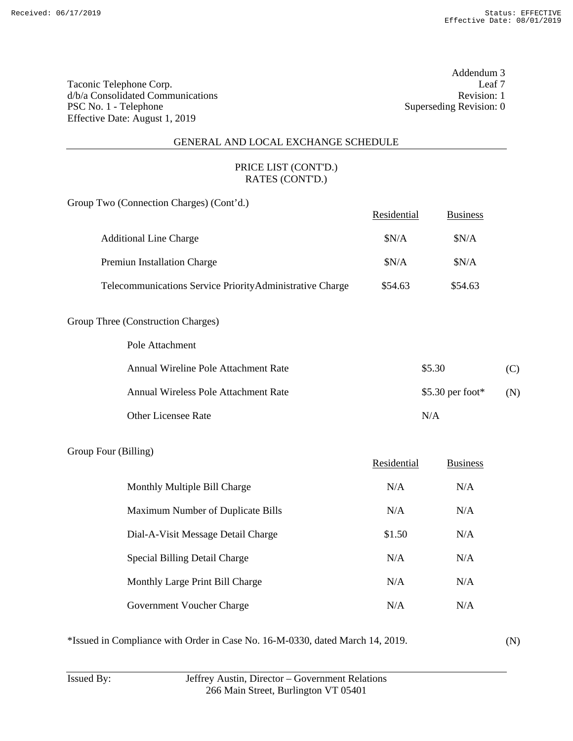Taconic Telephone Corp.
d/b/a Consolidated Communications
PSC No. 1 - Telephone
Effective Date: August 1, 2019

Addendum 3
Leaf 7
Revision: 1
Superseding Revision: 0

## GENERAL AND LOCAL EXCHANGE SCHEDULE

### PRICE LIST (CONT'D.)
### RATES (CONT'D.)

Group Two (Connection Charges) (Cont'd.)

| | Residential | Business |
|---|---|---|
| Additional Line Charge | $N/A | $N/A |
| Premiun Installation Charge | $N/A | $N/A |
| Telecommunications Service PriorityAdministrative Charge | $54.63 | $54.63 |

Group Three (Construction Charges)

| Pole Attachment | | |
|---|---|---|
| Annual Wireline Pole Attachment Rate | $5.30 | (C) |
| Annual Wireless Pole Attachment Rate | $5.30 per foot* | (N) |
| Other Licensee Rate | N/A | |

Group Four (Billing)

| | Residential | Business |
|---|---|---|
| Monthly Multiple Bill Charge | N/A | N/A |
| Maximum Number of Duplicate Bills | N/A | N/A |
| Dial-A-Visit Message Detail Charge | $1.50 | N/A |
| Special Billing Detail Charge | N/A | N/A |
| Monthly Large Print Bill Charge | N/A | N/A |
| Government Voucher Charge | N/A | N/A |

*Issued in Compliance with Order in Case No. 16-M-0330, dated March 14, 2019. (N)

Issued By: Jeffrey Austin, Director – Government Relations
266 Main Street, Burlington VT 05401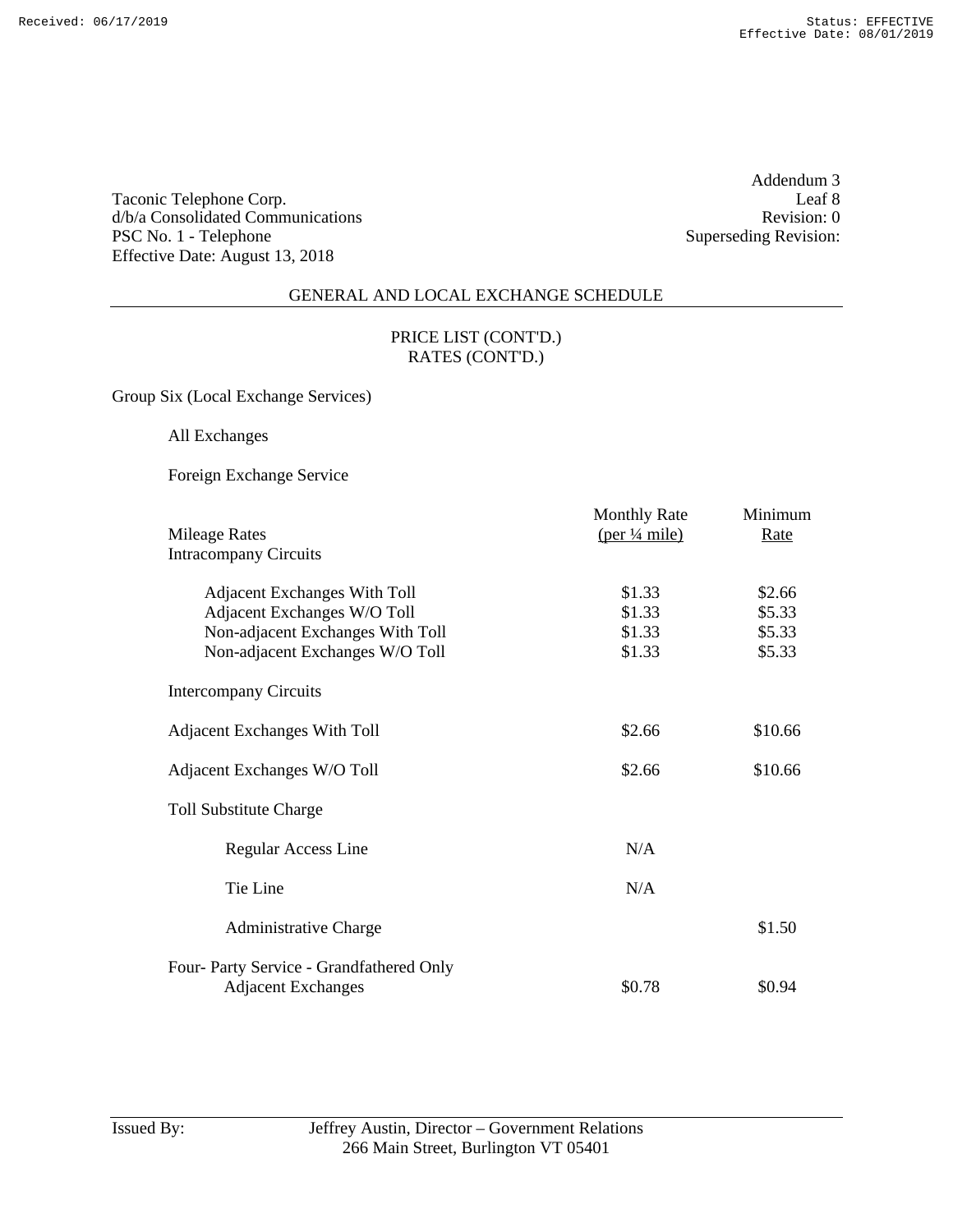Taconic Telephone Corp.
d/b/a Consolidated Communications
PSC No. 1 - Telephone
Effective Date: August 13, 2018

Addendum 3
Leaf 8
Revision: 0
Superseding Revision:

GENERAL AND LOCAL EXCHANGE SCHEDULE

PRICE LIST (CONT'D.)
RATES (CONT'D.)

Group Six (Local Exchange Services)

All Exchanges

Foreign Exchange Service

| Mileage Rates | Monthly Rate (per ¼ mile) | Minimum Rate |
|---|---|---|
| Intracompany Circuits | | |
| Adjacent Exchanges With Toll | $1.33 | $2.66 |
| Adjacent Exchanges W/O Toll | $1.33 | $5.33 |
| Non-adjacent Exchanges With Toll | $1.33 | $5.33 |
| Non-adjacent Exchanges W/O Toll | $1.33 | $5.33 |
| Intercompany Circuits | | |
| Adjacent Exchanges With Toll | $2.66 | $10.66 |
| Adjacent Exchanges W/O Toll | $2.66 | $10.66 |
| Toll Substitute Charge | | |
| Regular Access Line | N/A | |
| Tie Line | N/A | |
| Administrative Charge | | $1.50 |
| Four- Party Service - Grandfathered Only | | |
| Adjacent Exchanges | $0.78 | $0.94 |

Issued By: Jeffrey Austin, Director – Government Relations
266 Main Street, Burlington VT 05401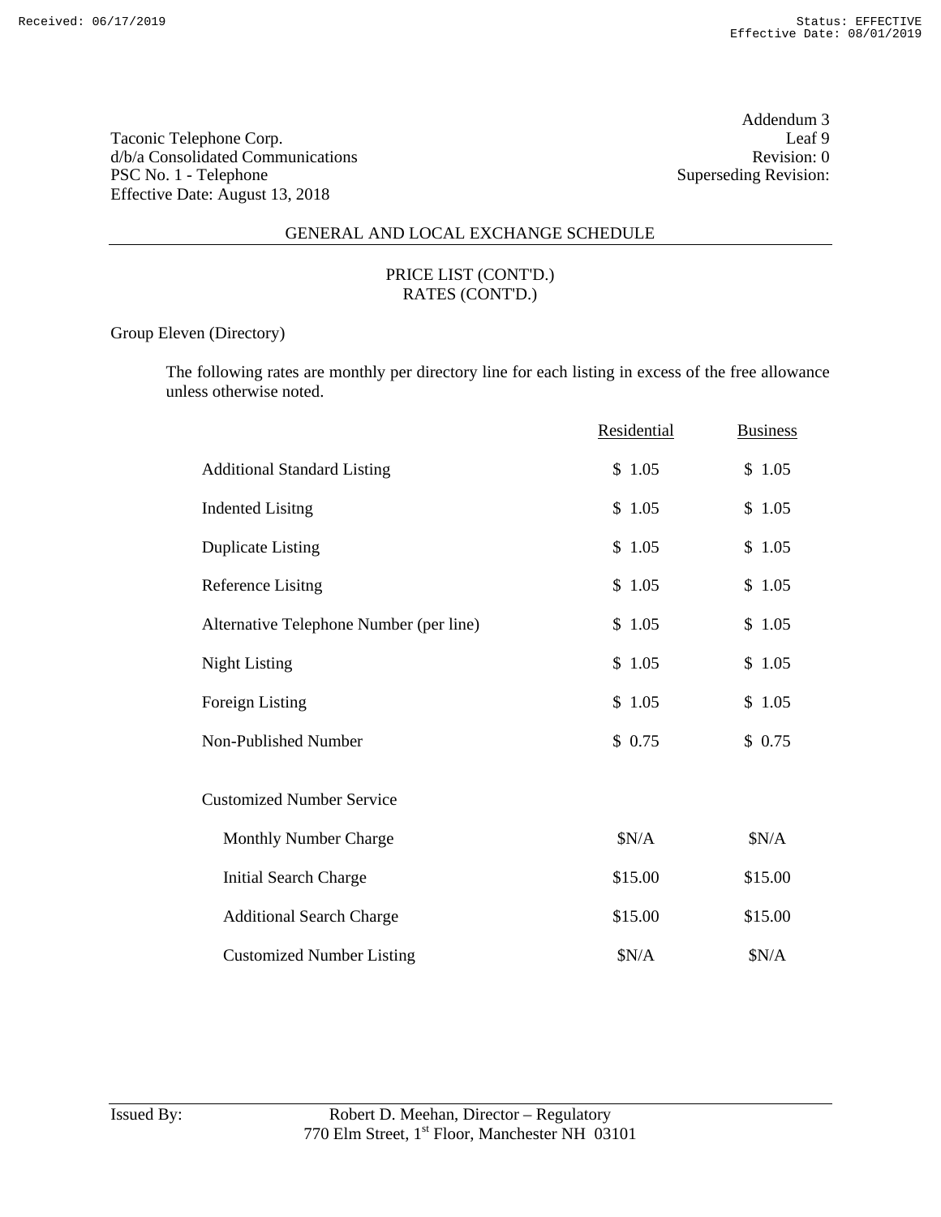Taconic Telephone Corp.
d/b/a Consolidated Communications
PSC No. 1 - Telephone
Effective Date: August 13, 2018

Addendum 3
Leaf 9
Revision: 0
Superseding Revision:

## GENERAL AND LOCAL EXCHANGE SCHEDULE

### PRICE LIST (CONT'D.)
### RATES (CONT'D.)

Group Eleven (Directory)

The following rates are monthly per directory line for each listing in excess of the free allowance unless otherwise noted.

| | Residential | Business |
|---|---|---|
| Additional Standard Listing | $ 1.05 | $ 1.05 |
| Indented Lisitng | $ 1.05 | $ 1.05 |
| Duplicate Listing | $ 1.05 | $ 1.05 |
| Reference Lisitng | $ 1.05 | $ 1.05 |
| Alternative Telephone Number (per line) | $ 1.05 | $ 1.05 |
| Night Listing | $ 1.05 | $ 1.05 |
| Foreign Listing | $ 1.05 | $ 1.05 |
| Non-Published Number | $ 0.75 | $ 0.75 |
| Customized Number Service | | |
| Monthly Number Charge | $N/A | $N/A |
| Initial Search Charge | $15.00 | $15.00 |
| Additional Search Charge | $15.00 | $15.00 |
| Customized Number Listing | $N/A | $N/A |

Issued By: Robert D. Meehan, Director – Regulatory
770 Elm Street, 1st Floor, Manchester NH 03101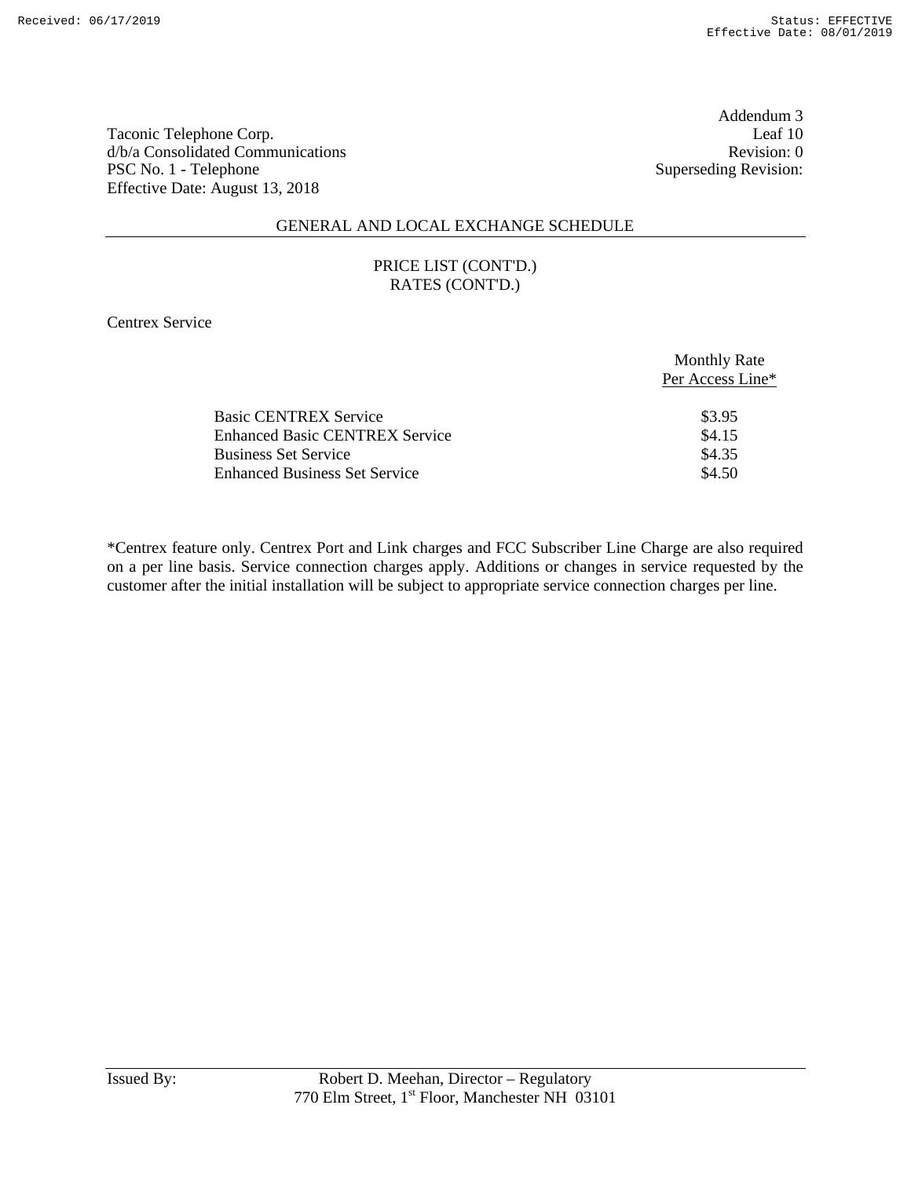Taconic Telephone Corp.
d/b/a Consolidated Communications
PSC No. 1 - Telephone
Effective Date: August 13, 2018

Addendum 3
Leaf 10
Revision: 0
Superseding Revision:

GENERAL AND LOCAL EXCHANGE SCHEDULE

PRICE LIST (CONT'D.)
RATES (CONT'D.)

Centrex Service

| | Monthly Rate Per Access Line* |
|---|---|
| Basic CENTREX Service | $3.95 |
| Enhanced Basic CENTREX Service | $4.15 |
| Business Set Service | $4.35 |
| Enhanced Business Set Service | $4.50 |

*Centrex feature only. Centrex Port and Link charges and FCC Subscriber Line Charge are also required on a per line basis. Service connection charges apply. Additions or changes in service requested by the customer after the initial installation will be subject to appropriate service connection charges per line.

Issued By: Robert D. Meehan, Director – Regulatory
770 Elm Street, 1st Floor, Manchester NH 03101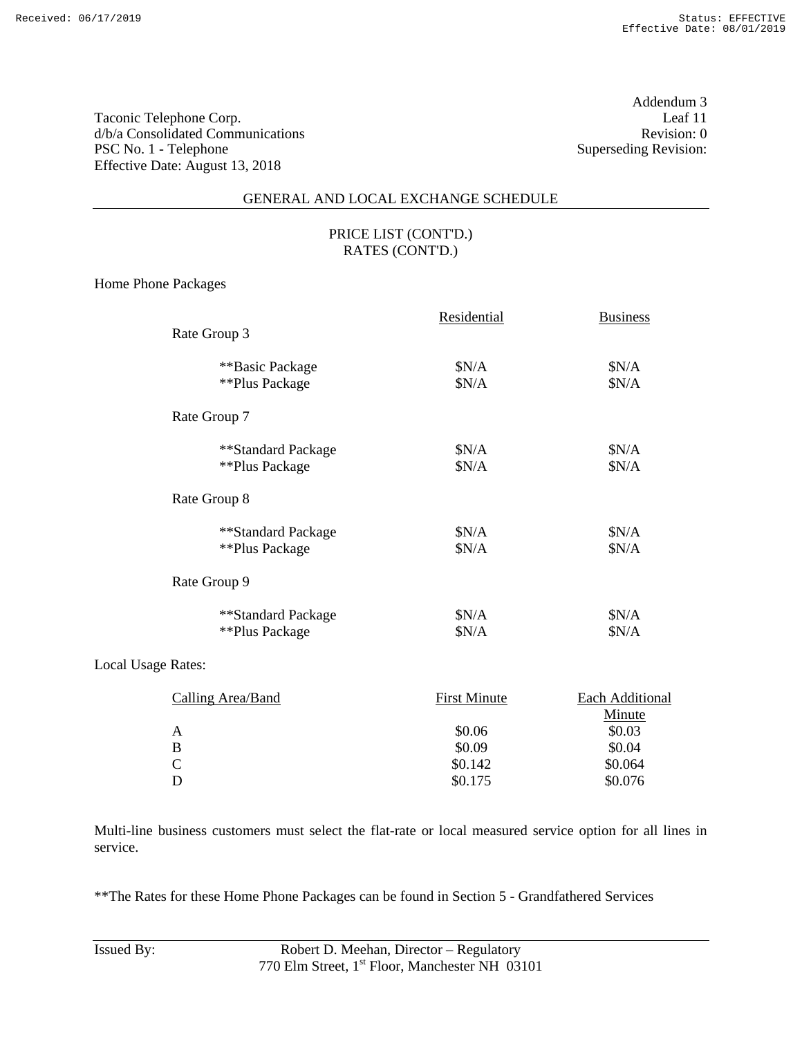Taconic Telephone Corp.
d/b/a Consolidated Communications
PSC No. 1 - Telephone
Effective Date: August 13, 2018

Addendum 3
Leaf 11
Revision: 0
Superseding Revision:

GENERAL AND LOCAL EXCHANGE SCHEDULE

PRICE LIST (CONT'D.)
RATES (CONT'D.)

Home Phone Packages

| | Residential | Business |
|---|---|---|
| Rate Group 3 | | |
| **Basic Package | $N/A | $N/A |
| **Plus Package | $N/A | $N/A |
| Rate Group 7 | | |
| **Standard Package | $N/A | $N/A |
| **Plus Package | $N/A | $N/A |
| Rate Group 8 | | |
| **Standard Package | $N/A | $N/A |
| **Plus Package | $N/A | $N/A |
| Rate Group 9 | | |
| **Standard Package | $N/A | $N/A |
| **Plus Package | $N/A | $N/A |

Local Usage Rates:

| Calling Area/Band | First Minute | Each Additional Minute |
|---|---|---|
| A | $0.06 | $0.03 |
| B | $0.09 | $0.04 |
| C | $0.142 | $0.064 |
| D | $0.175 | $0.076 |

Multi-line business customers must select the flat-rate or local measured service option for all lines in service.

**The Rates for these Home Phone Packages can be found in Section 5 - Grandfathered Services

Issued By: Robert D. Meehan, Director – Regulatory
770 Elm Street, 1st Floor, Manchester NH 03101